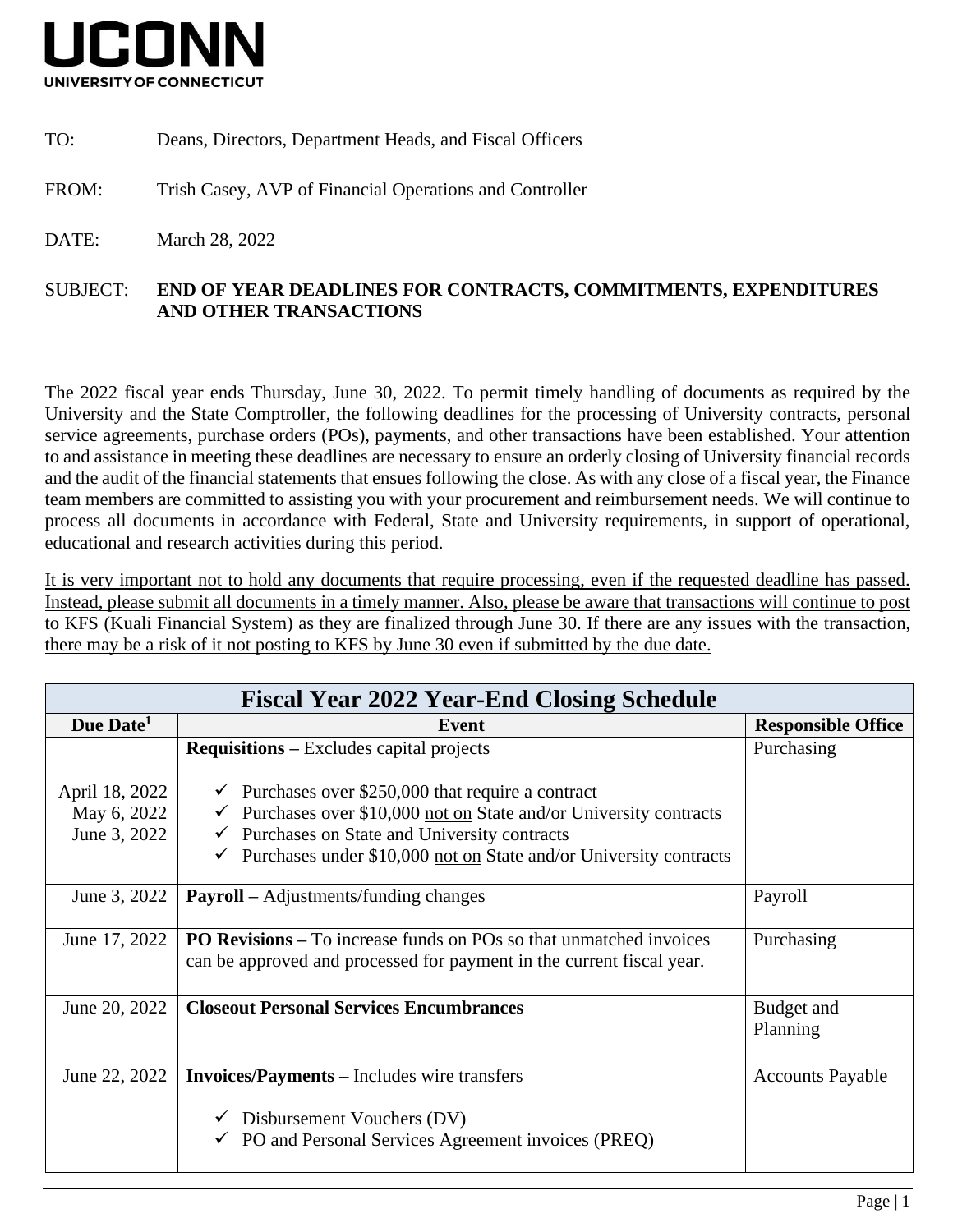# UCONN
UNIVERSITY OF CONNECTICUT

TO: Deans, Directors, Department Heads, and Fiscal Officers

FROM: Trish Casey, AVP of Financial Operations and Controller

DATE: March 28, 2022

SUBJECT: **END OF YEAR DEADLINES FOR CONTRACTS, COMMITMENTS, EXPENDITURES AND OTHER TRANSACTIONS**

---

The 2022 fiscal year ends Thursday, June 30, 2022. To permit timely handling of documents as required by the University and the State Comptroller, the following deadlines for the processing of University contracts, personal service agreements, purchase orders (POs), payments, and other transactions have been established. Your attention to and assistance in meeting these deadlines are necessary to ensure an orderly closing of University financial records and the audit of the financial statements that ensues following the close. As with any close of a fiscal year, the Finance team members are committed to assisting you with your procurement and reimbursement needs. We will continue to process all documents in accordance with Federal, State and University requirements, in support of operational, educational and research activities during this period.

<u>It is very important not to hold any documents that require processing, even if the requested deadline has passed. Instead, please submit all documents in a timely manner. Also, please be aware that transactions will continue to post to KFS (Kuali Financial System) as they are finalized through June 30. If there are any issues with the transaction, there may be a risk of it not posting to KFS by June 30 even if submitted by the due date.</u>

| Fiscal Year 2022 Year-End Closing Schedule | | |
|---|---|---|
| **Due Date[1]** | **Event** | **Responsible Office** |
| April 18, 2022<br>May 6, 2022<br>June 3, 2022 | **Requisitions** – Excludes capital projects<br>✓ Purchases over $250,000 that require a contract<br>✓ Purchases over $10,000 <u>not on</u> State and/or University contracts<br>✓ Purchases on State and University contracts<br>✓ Purchases under $10,000 <u>not on</u> State and/or University contracts | Purchasing |
| June 3, 2022 | **Payroll** – Adjustments/funding changes | Payroll |
| June 17, 2022 | **PO Revisions** – To increase funds on POs so that unmatched invoices can be approved and processed for payment in the current fiscal year. | Purchasing |
| June 20, 2022 | **Closeout Personal Services Encumbrances** | Budget and Planning |
| June 22, 2022 | **Invoices/Payments** – Includes wire transfers<br>✓ Disbursement Vouchers (DV)<br>✓ PO and Personal Services Agreement invoices (PREQ) | Accounts Payable |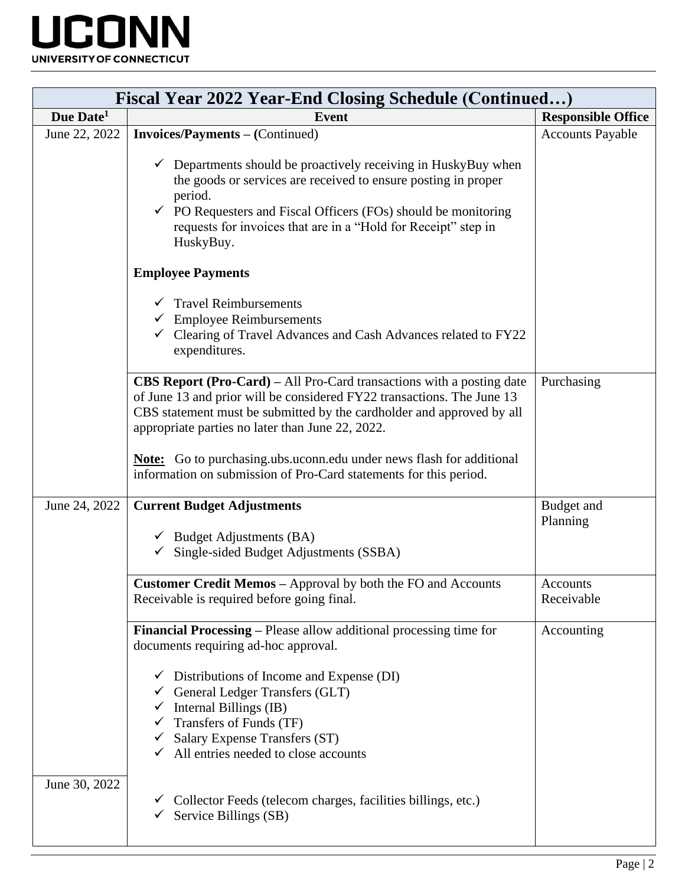| Fiscal Year 2022 Year-End Closing Schedule (Continued…) | | |
|---|---|---|
| **Due Date[1]** | **Event** | **Responsible Office** |
| June 22, 2022 | **Invoices/Payments – (**Continued)<br><br>✓ Departments should be proactively receiving in HuskyBuy when the goods or services are received to ensure posting in proper period.<br>✓ PO Requesters and Fiscal Officers (FOs) should be monitoring requests for invoices that are in a "Hold for Receipt" step in HuskyBuy.<br><br>**Employee Payments**<br><br>✓ Travel Reimbursements<br>✓ Employee Reimbursements<br>✓ Clearing of Travel Advances and Cash Advances related to FY22 expenditures. | Accounts Payable |
| | **CBS Report (Pro-Card) –** All Pro-Card transactions with a posting date of June 13 and prior will be considered FY22 transactions. The June 13 CBS statement must be submitted by the cardholder and approved by all appropriate parties no later than June 22, 2022.<br><br>**Note:** Go to purchasing.ubs.uconn.edu under news flash for additional information on submission of Pro-Card statements for this period. | Purchasing |
| June 24, 2022 | **Current Budget Adjustments**<br><br>✓ Budget Adjustments (BA)<br>✓ Single-sided Budget Adjustments (SSBA) | Budget and Planning |
| | **Customer Credit Memos –** Approval by both the FO and Accounts Receivable is required before going final. | Accounts Receivable |
| | **Financial Processing –** Please allow additional processing time for documents requiring ad-hoc approval.<br><br>✓ Distributions of Income and Expense (DI)<br>✓ General Ledger Transfers (GLT)<br>✓ Internal Billings (IB)<br>✓ Transfers of Funds (TF)<br>✓ Salary Expense Transfers (ST)<br>✓ All entries needed to close accounts | Accounting |
| June 30, 2022 | ✓ Collector Feeds (telecom charges, facilities billings, etc.)<br>✓ Service Billings (SB) | |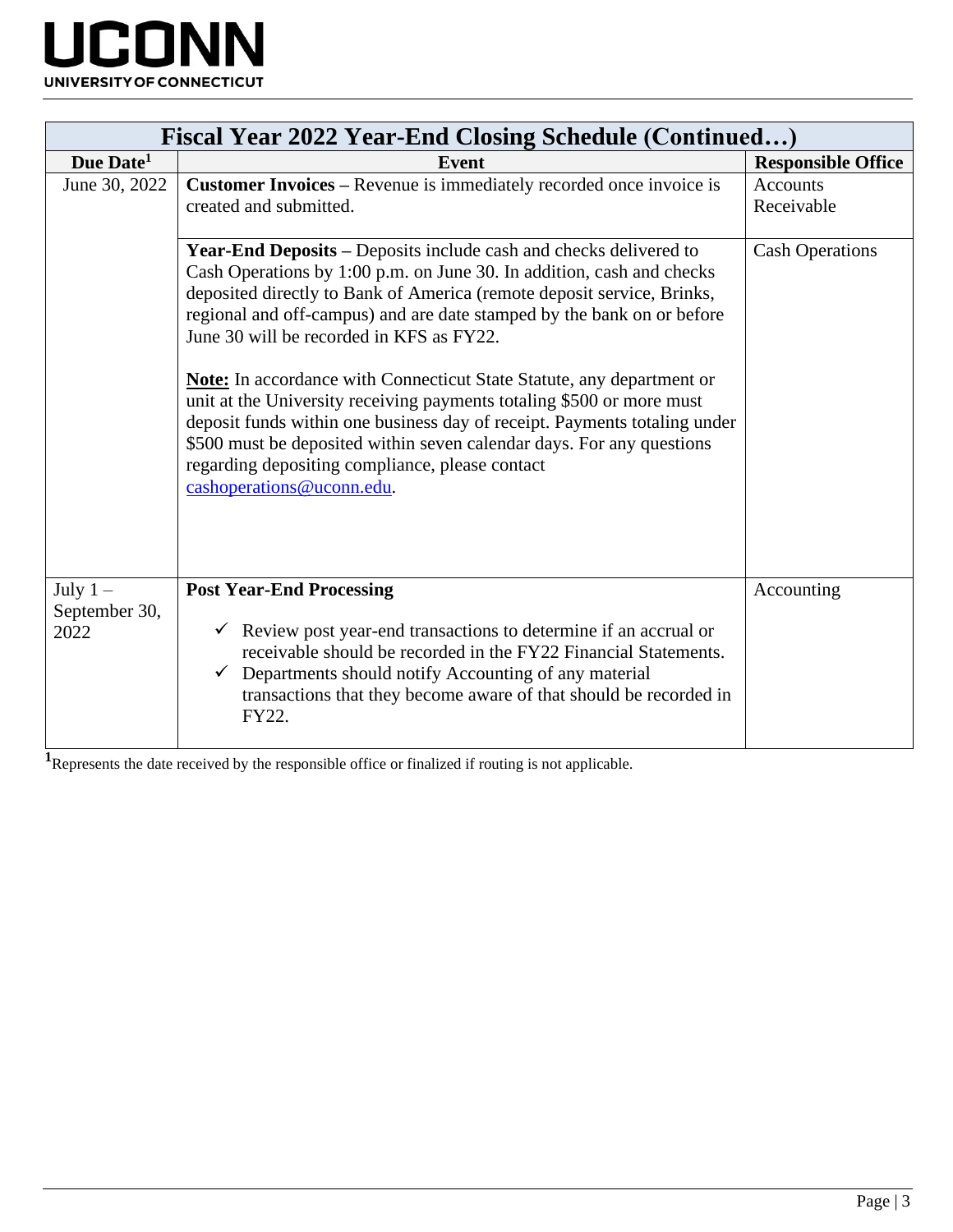| Fiscal Year 2022 Year-End Closing Schedule (Continued…) | | |
|---|---|---|
| **Due Date[1]** | **Event** | **Responsible Office** |
| June 30, 2022 | **Customer Invoices –** Revenue is immediately recorded once invoice is created and submitted. | Accounts Receivable |
| | **Year-End Deposits –** Deposits include cash and checks delivered to Cash Operations by 1:00 p.m. on June 30. In addition, cash and checks deposited directly to Bank of America (remote deposit service, Brinks, regional and off-campus) and are date stamped by the bank on or before June 30 will be recorded in KFS as FY22.<br><br>**Note:** In accordance with Connecticut State Statute, any department or unit at the University receiving payments totaling $500 or more must deposit funds within one business day of receipt. Payments totaling under $500 must be deposited within seven calendar days. For any questions regarding depositing compliance, please contact cashoperations@uconn.edu. | Cash Operations |
| July 1 – September 30, 2022 | **Post Year-End Processing**<br><br>✓ Review post year-end transactions to determine if an accrual or receivable should be recorded in the FY22 Financial Statements.<br>✓ Departments should notify Accounting of any material transactions that they become aware of that should be recorded in FY22. | Accounting |

[1] Represents the date received by the responsible office or finalized if routing is not applicable.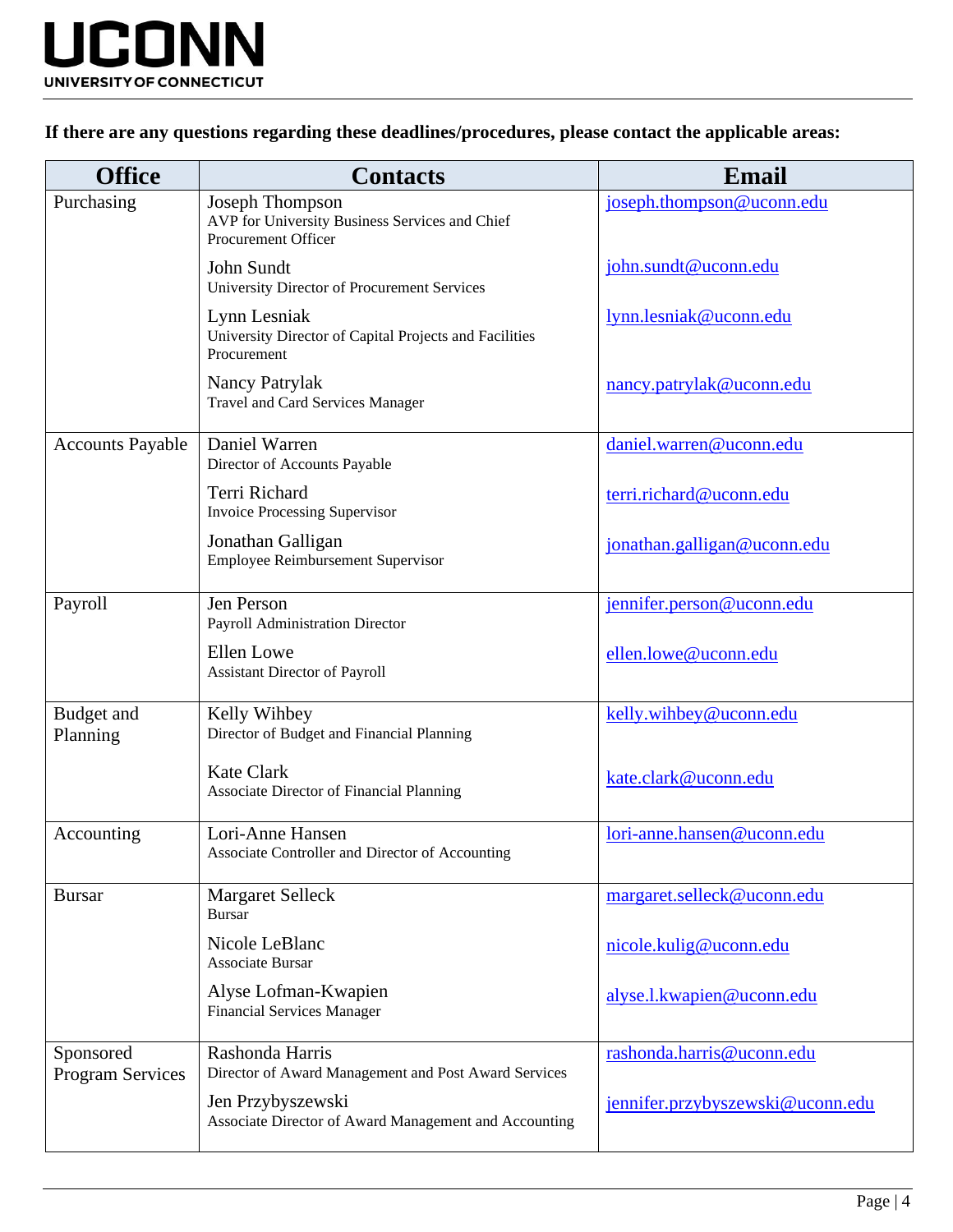**If there are any questions regarding these deadlines/procedures, please contact the applicable areas:**

| Office | Contacts | Email |
|---|---|---|
| Purchasing | Joseph Thompson<br>AVP for University Business Services and Chief Procurement Officer | joseph.thompson@uconn.edu |
| | John Sundt<br>University Director of Procurement Services | john.sundt@uconn.edu |
| | Lynn Lesniak<br>University Director of Capital Projects and Facilities Procurement | lynn.lesniak@uconn.edu |
| | Nancy Patrylak<br>Travel and Card Services Manager | nancy.patrylak@uconn.edu |
| Accounts Payable | Daniel Warren<br>Director of Accounts Payable | daniel.warren@uconn.edu |
| | Terri Richard<br>Invoice Processing Supervisor | terri.richard@uconn.edu |
| | Jonathan Galligan<br>Employee Reimbursement Supervisor | jonathan.galligan@uconn.edu |
| Payroll | Jen Person<br>Payroll Administration Director | jennifer.person@uconn.edu |
| | Ellen Lowe<br>Assistant Director of Payroll | ellen.lowe@uconn.edu |
| Budget and Planning | Kelly Wihbey<br>Director of Budget and Financial Planning | kelly.wihbey@uconn.edu |
| | Kate Clark<br>Associate Director of Financial Planning | kate.clark@uconn.edu |
| Accounting | Lori-Anne Hansen<br>Associate Controller and Director of Accounting | lori-anne.hansen@uconn.edu |
| Bursar | Margaret Selleck<br>Bursar | margaret.selleck@uconn.edu |
| | Nicole LeBlanc<br>Associate Bursar | nicole.kulig@uconn.edu |
| | Alyse Lofman-Kwapien<br>Financial Services Manager | alyse.l.kwapien@uconn.edu |
| Sponsored Program Services | Rashonda Harris<br>Director of Award Management and Post Award Services | rashonda.harris@uconn.edu |
| | Jen Przybyszewski<br>Associate Director of Award Management and Accounting | jennifer.przybyszewski@uconn.edu |